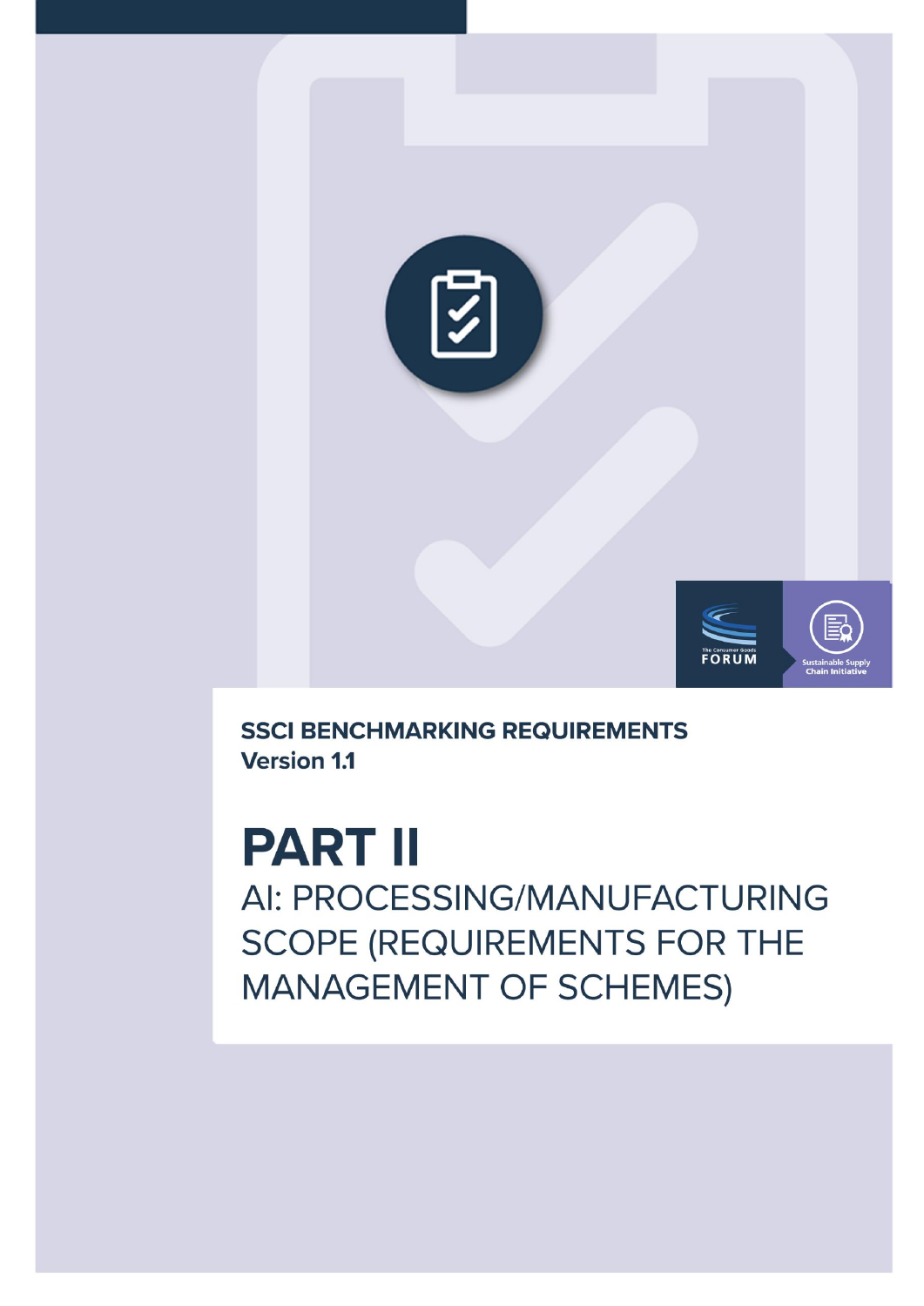**SSCI BENCHMARKING REQUIREMENTS**
**Version 1.1**

# PART II

AI: PROCESSING/MANUFACTURING SCOPE (REQUIREMENTS FOR THE MANAGEMENT OF SCHEMES)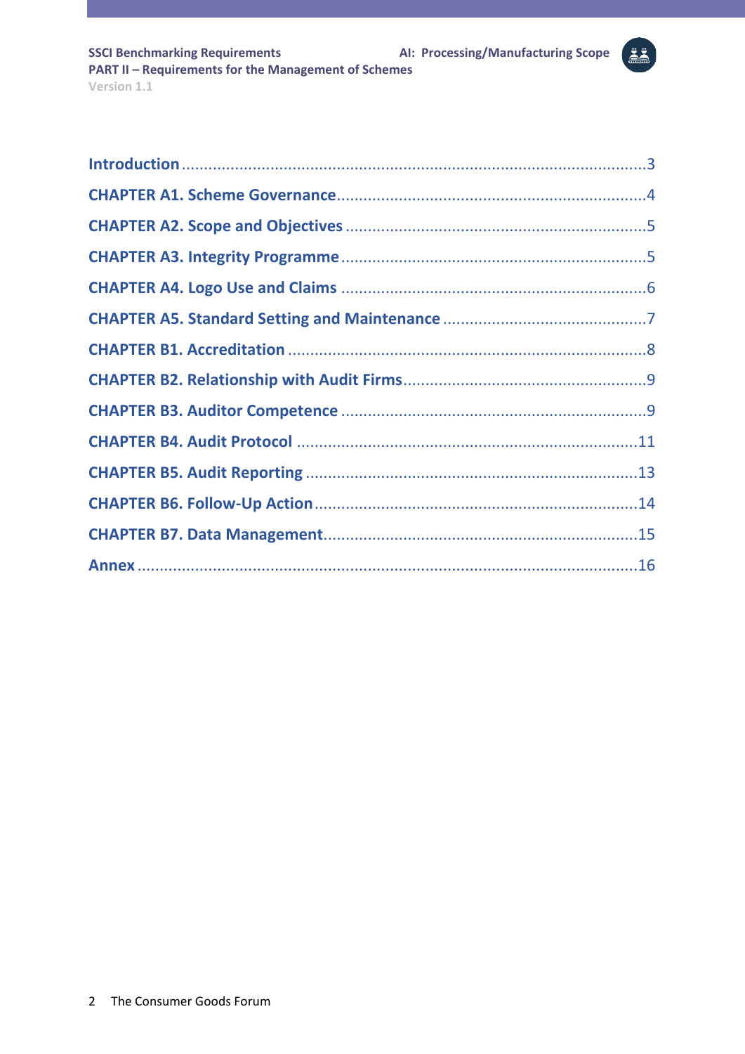Introduction ........................................................................................................3

CHAPTER A1. Scheme Governance.....................................................................4

CHAPTER A2. Scope and Objectives ...................................................................5

CHAPTER A3. Integrity Programme ....................................................................5

CHAPTER A4. Logo Use and Claims ....................................................................6

CHAPTER A5. Standard Setting and Maintenance .............................................7

CHAPTER B1. Accreditation ................................................................................8

CHAPTER B2. Relationship with Audit Firms......................................................9

CHAPTER B3. Auditor Competence ....................................................................9

CHAPTER B4. Audit Protocol ............................................................................11

CHAPTER B5. Audit Reporting ..........................................................................13

CHAPTER B6. Follow-Up Action........................................................................14

CHAPTER B7. Data Management......................................................................15

Annex .................................................................................................................16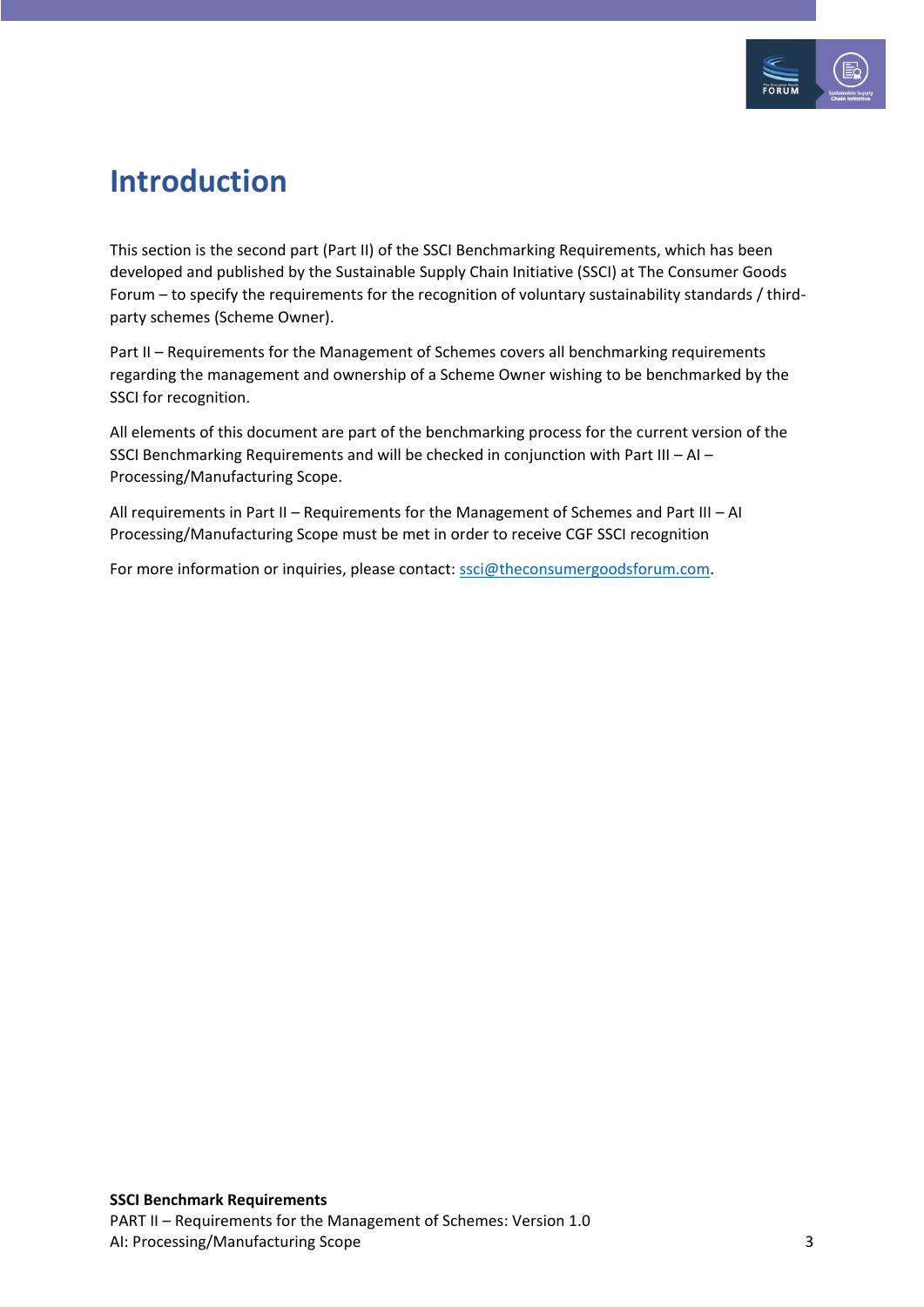# Introduction

This section is the second part (Part II) of the SSCI Benchmarking Requirements, which has been developed and published by the Sustainable Supply Chain Initiative (SSCI) at The Consumer Goods Forum – to specify the requirements for the recognition of voluntary sustainability standards / third-party schemes (Scheme Owner).

Part II – Requirements for the Management of Schemes covers all benchmarking requirements regarding the management and ownership of a Scheme Owner wishing to be benchmarked by the SSCI for recognition.

All elements of this document are part of the benchmarking process for the current version of the SSCI Benchmarking Requirements and will be checked in conjunction with Part III – AI – Processing/Manufacturing Scope.

All requirements in Part II – Requirements for the Management of Schemes and Part III – AI Processing/Manufacturing Scope must be met in order to receive CGF SSCI recognition

For more information or inquiries, please contact: [ssci@theconsumergoodsforum.com](mailto:ssci@theconsumergoodsforum.com).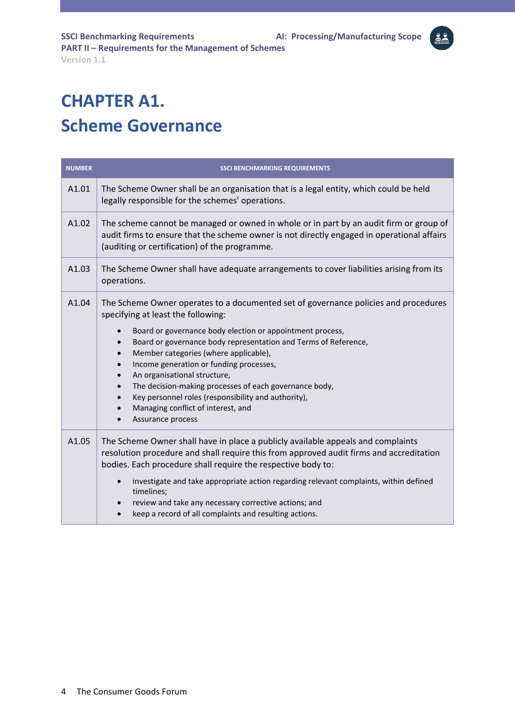# CHAPTER A1. Scheme Governance

| NUMBER | SSCI BENCHMARKING REQUIREMENTS |
|---|---|
| A1.01 | The Scheme Owner shall be an organisation that is a legal entity, which could be held legally responsible for the schemes' operations. |
| A1.02 | The scheme cannot be managed or owned in whole or in part by an audit firm or group of audit firms to ensure that the scheme owner is not directly engaged in operational affairs (auditing or certification) of the programme. |
| A1.03 | The Scheme Owner shall have adequate arrangements to cover liabilities arising from its operations. |
| A1.04 | The Scheme Owner operates to a documented set of governance policies and procedures specifying at least the following:<br>• Board or governance body election or appointment process,<br>• Board or governance body representation and Terms of Reference,<br>• Member categories (where applicable),<br>• Income generation or funding processes,<br>• An organisational structure,<br>• The decision-making processes of each governance body,<br>• Key personnel roles (responsibility and authority),<br>• Managing conflict of interest, and<br>• Assurance process |
| A1.05 | The Scheme Owner shall have in place a publicly available appeals and complaints resolution procedure and shall require this from approved audit firms and accreditation bodies. Each procedure shall require the respective body to:<br>• investigate and take appropriate action regarding relevant complaints, within defined timelines;<br>• review and take any necessary corrective actions; and<br>• keep a record of all complaints and resulting actions. |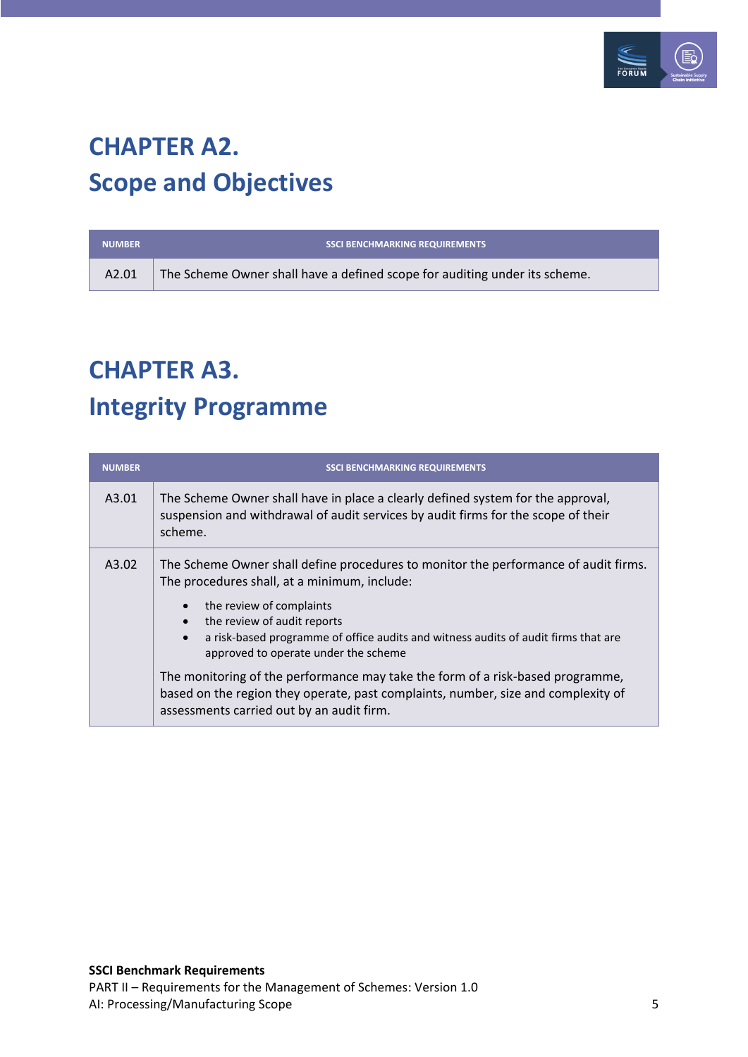# CHAPTER A2.
# Scope and Objectives

| NUMBER | SSCI BENCHMARKING REQUIREMENTS |
| --- | --- |
| A2.01 | The Scheme Owner shall have a defined scope for auditing under its scheme. |

# CHAPTER A3.
# Integrity Programme

| NUMBER | SSCI BENCHMARKING REQUIREMENTS |
| --- | --- |
| A3.01 | The Scheme Owner shall have in place a clearly defined system for the approval, suspension and withdrawal of audit services by audit firms for the scope of their scheme. |
| A3.02 | The Scheme Owner shall define procedures to monitor the performance of audit firms. The procedures shall, at a minimum, include:<br>• the review of complaints<br>• the review of audit reports<br>• a risk-based programme of office audits and witness audits of audit firms that are approved to operate under the scheme<br><br>The monitoring of the performance may take the form of a risk-based programme, based on the region they operate, past complaints, number, size and complexity of assessments carried out by an audit firm. |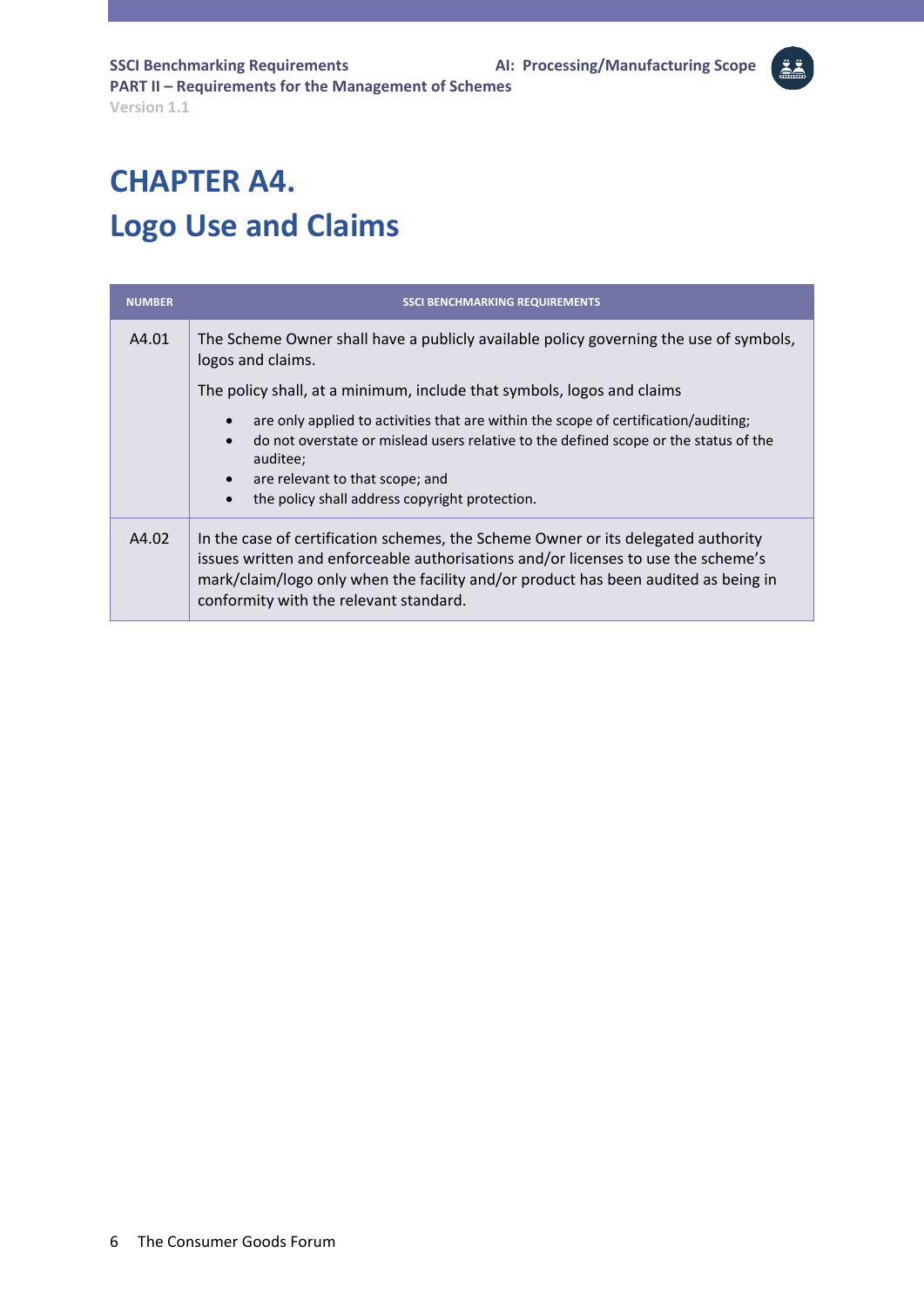# CHAPTER A4.
# Logo Use and Claims

| NUMBER | SSCI BENCHMARKING REQUIREMENTS |
|---|---|
| A4.01 | The Scheme Owner shall have a publicly available policy governing the use of symbols, logos and claims.<br><br>The policy shall, at a minimum, include that symbols, logos and claims<br>• are only applied to activities that are within the scope of certification/auditing;<br>• do not overstate or mislead users relative to the defined scope or the status of the auditee;<br>• are relevant to that scope; and<br>• the policy shall address copyright protection. |
| A4.02 | In the case of certification schemes, the Scheme Owner or its delegated authority issues written and enforceable authorisations and/or licenses to use the scheme's mark/claim/logo only when the facility and/or product has been audited as being in conformity with the relevant standard. |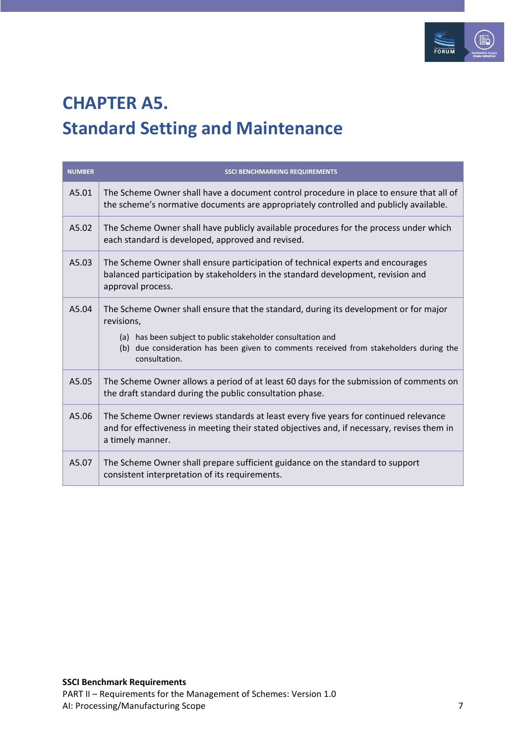# CHAPTER A5.
# Standard Setting and Maintenance

| NUMBER | SSCI BENCHMARKING REQUIREMENTS |
|---|---|
| A5.01 | The Scheme Owner shall have a document control procedure in place to ensure that all of the scheme's normative documents are appropriately controlled and publicly available. |
| A5.02 | The Scheme Owner shall have publicly available procedures for the process under which each standard is developed, approved and revised. |
| A5.03 | The Scheme Owner shall ensure participation of technical experts and encourages balanced participation by stakeholders in the standard development, revision and approval process. |
| A5.04 | The Scheme Owner shall ensure that the standard, during its development or for major revisions,<br>(a) has been subject to public stakeholder consultation and<br>(b) due consideration has been given to comments received from stakeholders during the consultation. |
| A5.05 | The Scheme Owner allows a period of at least 60 days for the submission of comments on the draft standard during the public consultation phase. |
| A5.06 | The Scheme Owner reviews standards at least every five years for continued relevance and for effectiveness in meeting their stated objectives and, if necessary, revises them in a timely manner. |
| A5.07 | The Scheme Owner shall prepare sufficient guidance on the standard to support consistent interpretation of its requirements. |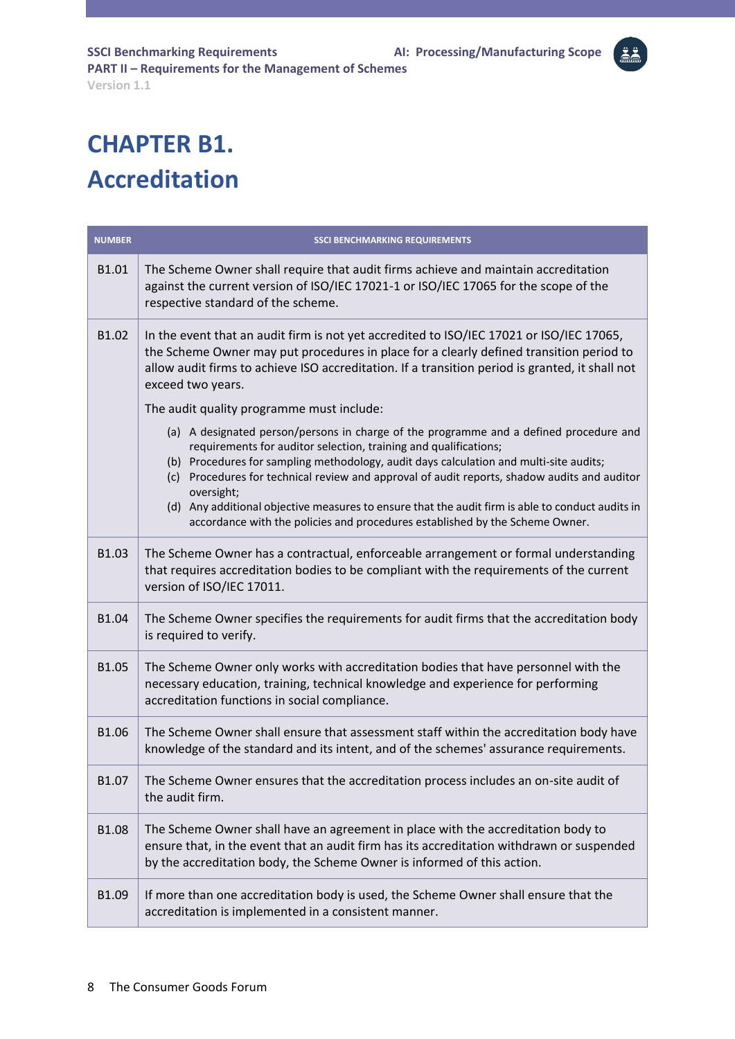# CHAPTER B1. Accreditation

| NUMBER | SSCI BENCHMARKING REQUIREMENTS |
|---|---|
| B1.01 | The Scheme Owner shall require that audit firms achieve and maintain accreditation against the current version of ISO/IEC 17021-1 or ISO/IEC 17065 for the scope of the respective standard of the scheme. |
| B1.02 | In the event that an audit firm is not yet accredited to ISO/IEC 17021 or ISO/IEC 17065, the Scheme Owner may put procedures in place for a clearly defined transition period to allow audit firms to achieve ISO accreditation. If a transition period is granted, it shall not exceed two years.<br><br>The audit quality programme must include:<br><br>(a) A designated person/persons in charge of the programme and a defined procedure and requirements for auditor selection, training and qualifications;<br>(b) Procedures for sampling methodology, audit days calculation and multi-site audits;<br>(c) Procedures for technical review and approval of audit reports, shadow audits and auditor oversight;<br>(d) Any additional objective measures to ensure that the audit firm is able to conduct audits in accordance with the policies and procedures established by the Scheme Owner. |
| B1.03 | The Scheme Owner has a contractual, enforceable arrangement or formal understanding that requires accreditation bodies to be compliant with the requirements of the current version of ISO/IEC 17011. |
| B1.04 | The Scheme Owner specifies the requirements for audit firms that the accreditation body is required to verify. |
| B1.05 | The Scheme Owner only works with accreditation bodies that have personnel with the necessary education, training, technical knowledge and experience for performing accreditation functions in social compliance. |
| B1.06 | The Scheme Owner shall ensure that assessment staff within the accreditation body have knowledge of the standard and its intent, and of the schemes' assurance requirements. |
| B1.07 | The Scheme Owner ensures that the accreditation process includes an on-site audit of the audit firm. |
| B1.08 | The Scheme Owner shall have an agreement in place with the accreditation body to ensure that, in the event that an audit firm has its accreditation withdrawn or suspended by the accreditation body, the Scheme Owner is informed of this action. |
| B1.09 | If more than one accreditation body is used, the Scheme Owner shall ensure that the accreditation is implemented in a consistent manner. |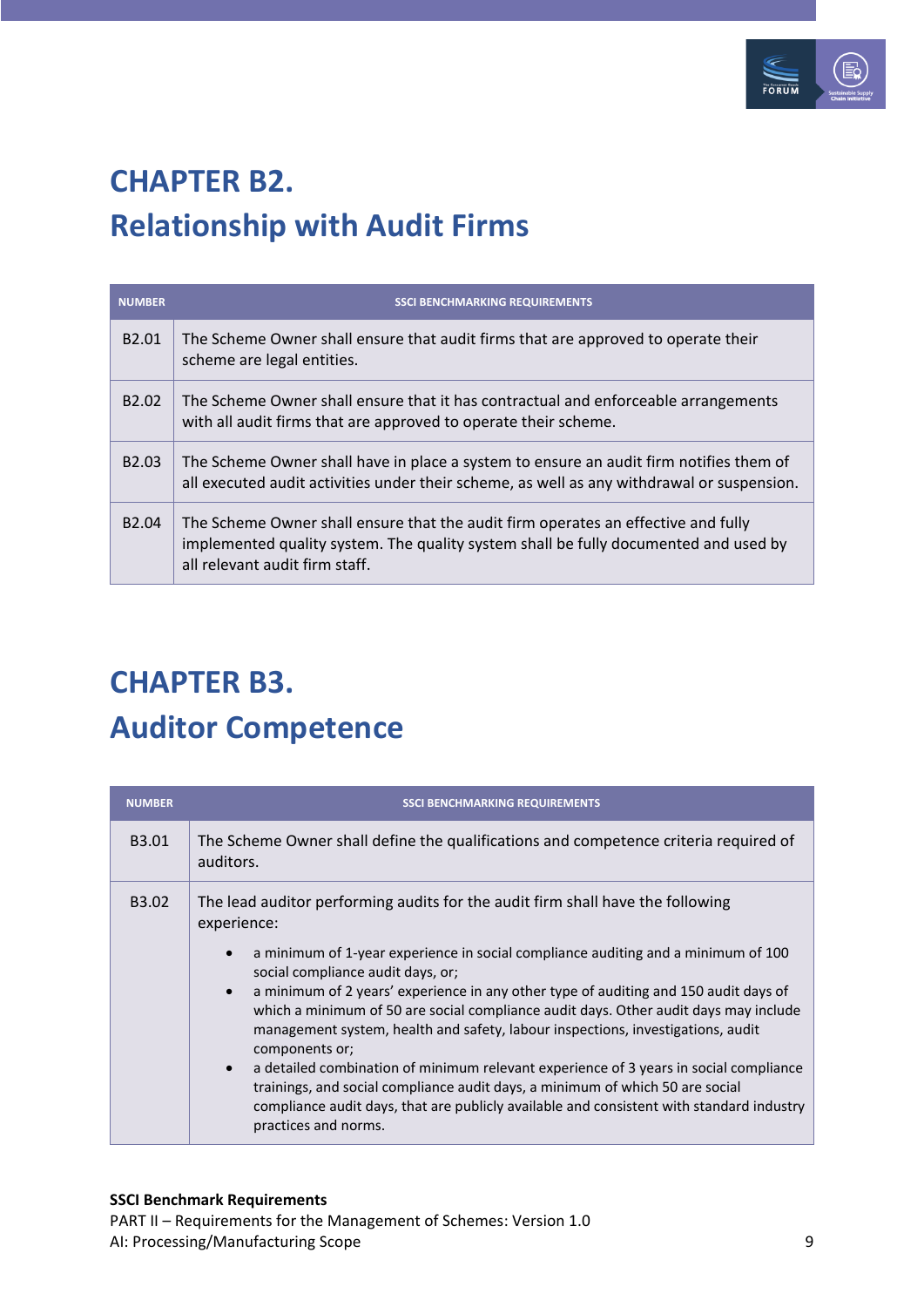# CHAPTER B2.
# Relationship with Audit Firms

| NUMBER | SSCI BENCHMARKING REQUIREMENTS |
|---|---|
| B2.01 | The Scheme Owner shall ensure that audit firms that are approved to operate their scheme are legal entities. |
| B2.02 | The Scheme Owner shall ensure that it has contractual and enforceable arrangements with all audit firms that are approved to operate their scheme. |
| B2.03 | The Scheme Owner shall have in place a system to ensure an audit firm notifies them of all executed audit activities under their scheme, as well as any withdrawal or suspension. |
| B2.04 | The Scheme Owner shall ensure that the audit firm operates an effective and fully implemented quality system. The quality system shall be fully documented and used by all relevant audit firm staff. |

# CHAPTER B3.
# Auditor Competence

| NUMBER | SSCI BENCHMARKING REQUIREMENTS |
|---|---|
| B3.01 | The Scheme Owner shall define the qualifications and competence criteria required of auditors. |
| B3.02 | The lead auditor performing audits for the audit firm shall have the following experience:<br>• a minimum of 1-year experience in social compliance auditing and a minimum of 100 social compliance audit days, or;<br>• a minimum of 2 years' experience in any other type of auditing and 150 audit days of which a minimum of 50 are social compliance audit days. Other audit days may include management system, health and safety, labour inspections, investigations, audit components or;<br>• a detailed combination of minimum relevant experience of 3 years in social compliance trainings, and social compliance audit days, a minimum of which 50 are social compliance audit days, that are publicly available and consistent with standard industry practices and norms. |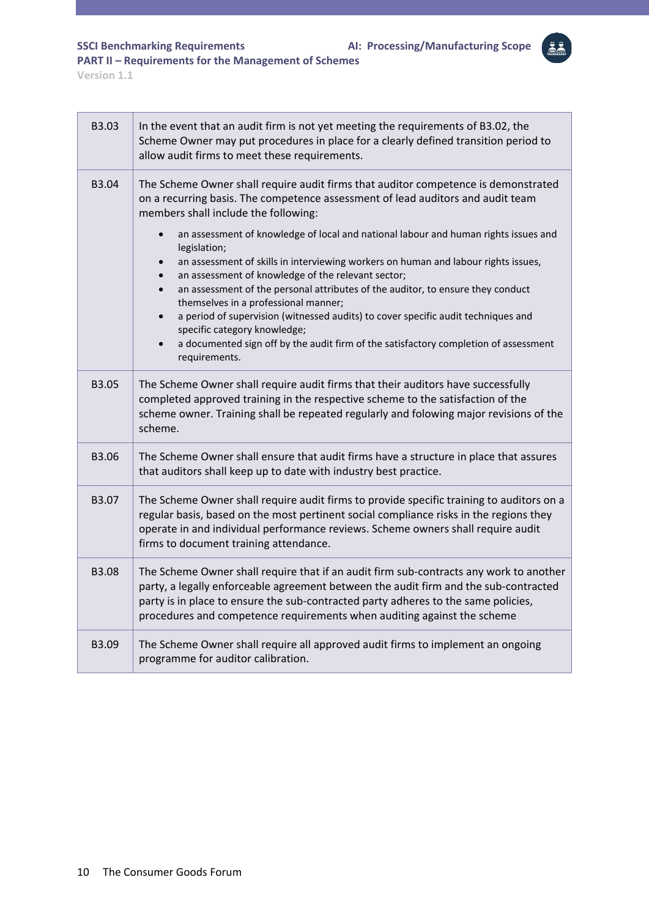| | |
|---|---|
| B3.03 | In the event that an audit firm is not yet meeting the requirements of B3.02, the Scheme Owner may put procedures in place for a clearly defined transition period to allow audit firms to meet these requirements. |
| B3.04 | The Scheme Owner shall require audit firms that auditor competence is demonstrated on a recurring basis. The competence assessment of lead auditors and audit team members shall include the following:<br>• an assessment of knowledge of local and national labour and human rights issues and legislation;<br>• an assessment of skills in interviewing workers on human and labour rights issues,<br>• an assessment of knowledge of the relevant sector;<br>• an assessment of the personal attributes of the auditor, to ensure they conduct themselves in a professional manner;<br>• a period of supervision (witnessed audits) to cover specific audit techniques and specific category knowledge;<br>• a documented sign off by the audit firm of the satisfactory completion of assessment requirements. |
| B3.05 | The Scheme Owner shall require audit firms that their auditors have successfully completed approved training in the respective scheme to the satisfaction of the scheme owner. Training shall be repeated regularly and folowing major revisions of the scheme. |
| B3.06 | The Scheme Owner shall ensure that audit firms have a structure in place that assures that auditors shall keep up to date with industry best practice. |
| B3.07 | The Scheme Owner shall require audit firms to provide specific training to auditors on a regular basis, based on the most pertinent social compliance risks in the regions they operate in and individual performance reviews. Scheme owners shall require audit firms to document training attendance. |
| B3.08 | The Scheme Owner shall require that if an audit firm sub-contracts any work to another party, a legally enforceable agreement between the audit firm and the sub-contracted party is in place to ensure the sub-contracted party adheres to the same policies, procedures and competence requirements when auditing against the scheme |
| B3.09 | The Scheme Owner shall require all approved audit firms to implement an ongoing programme for auditor calibration. |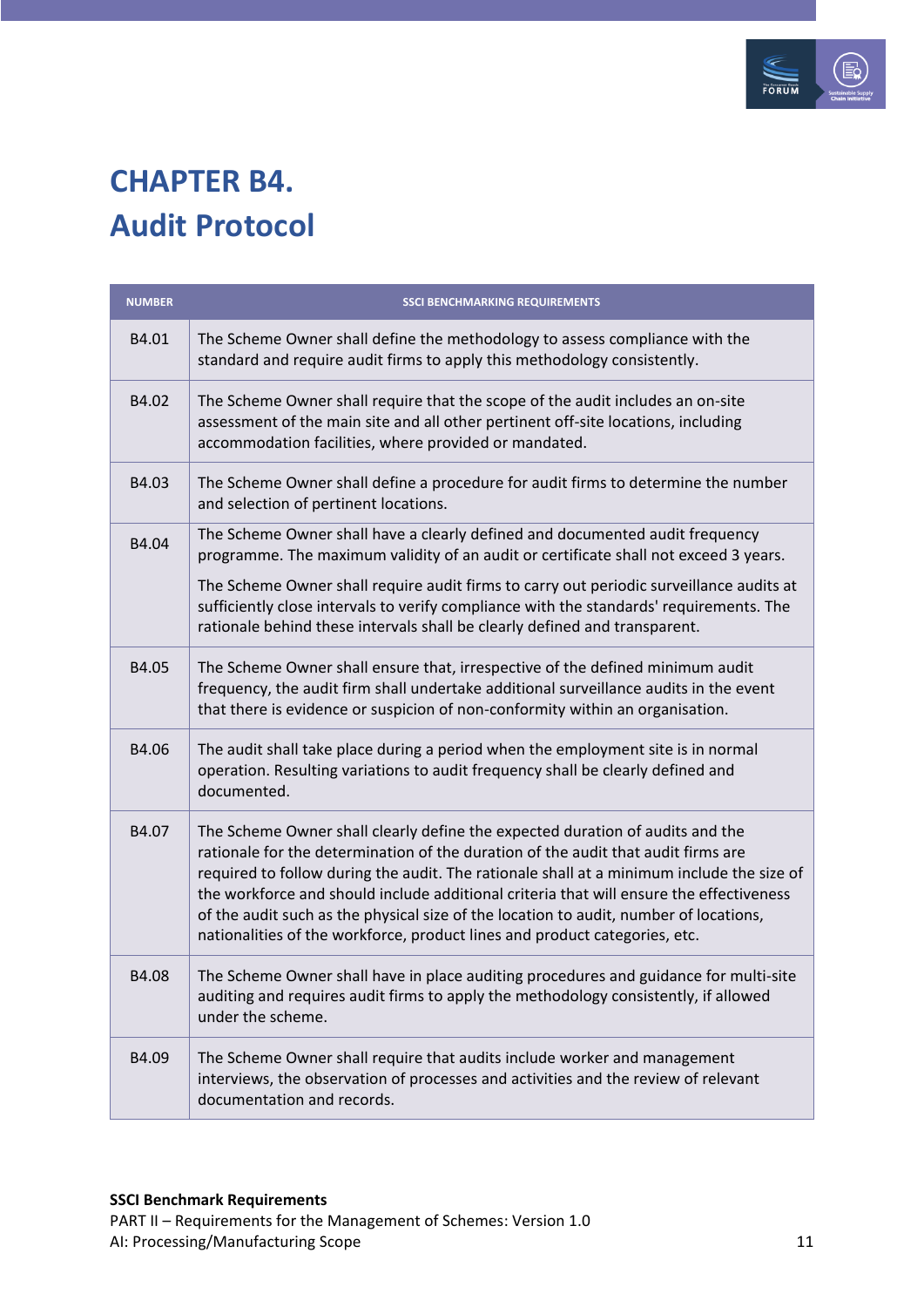# CHAPTER B4.
# Audit Protocol

| NUMBER | SSCI BENCHMARKING REQUIREMENTS |
|---|---|
| B4.01 | The Scheme Owner shall define the methodology to assess compliance with the standard and require audit firms to apply this methodology consistently. |
| B4.02 | The Scheme Owner shall require that the scope of the audit includes an on-site assessment of the main site and all other pertinent off-site locations, including accommodation facilities, where provided or mandated. |
| B4.03 | The Scheme Owner shall define a procedure for audit firms to determine the number and selection of pertinent locations. |
| B4.04 | The Scheme Owner shall have a clearly defined and documented audit frequency programme. The maximum validity of an audit or certificate shall not exceed 3 years.<br><br>The Scheme Owner shall require audit firms to carry out periodic surveillance audits at sufficiently close intervals to verify compliance with the standards' requirements. The rationale behind these intervals shall be clearly defined and transparent. |
| B4.05 | The Scheme Owner shall ensure that, irrespective of the defined minimum audit frequency, the audit firm shall undertake additional surveillance audits in the event that there is evidence or suspicion of non-conformity within an organisation. |
| B4.06 | The audit shall take place during a period when the employment site is in normal operation. Resulting variations to audit frequency shall be clearly defined and documented. |
| B4.07 | The Scheme Owner shall clearly define the expected duration of audits and the rationale for the determination of the duration of the audit that audit firms are required to follow during the audit. The rationale shall at a minimum include the size of the workforce and should include additional criteria that will ensure the effectiveness of the audit such as the physical size of the location to audit, number of locations, nationalities of the workforce, product lines and product categories, etc. |
| B4.08 | The Scheme Owner shall have in place auditing procedures and guidance for multi-site auditing and requires audit firms to apply the methodology consistently, if allowed under the scheme. |
| B4.09 | The Scheme Owner shall require that audits include worker and management interviews, the observation of processes and activities and the review of relevant documentation and records. |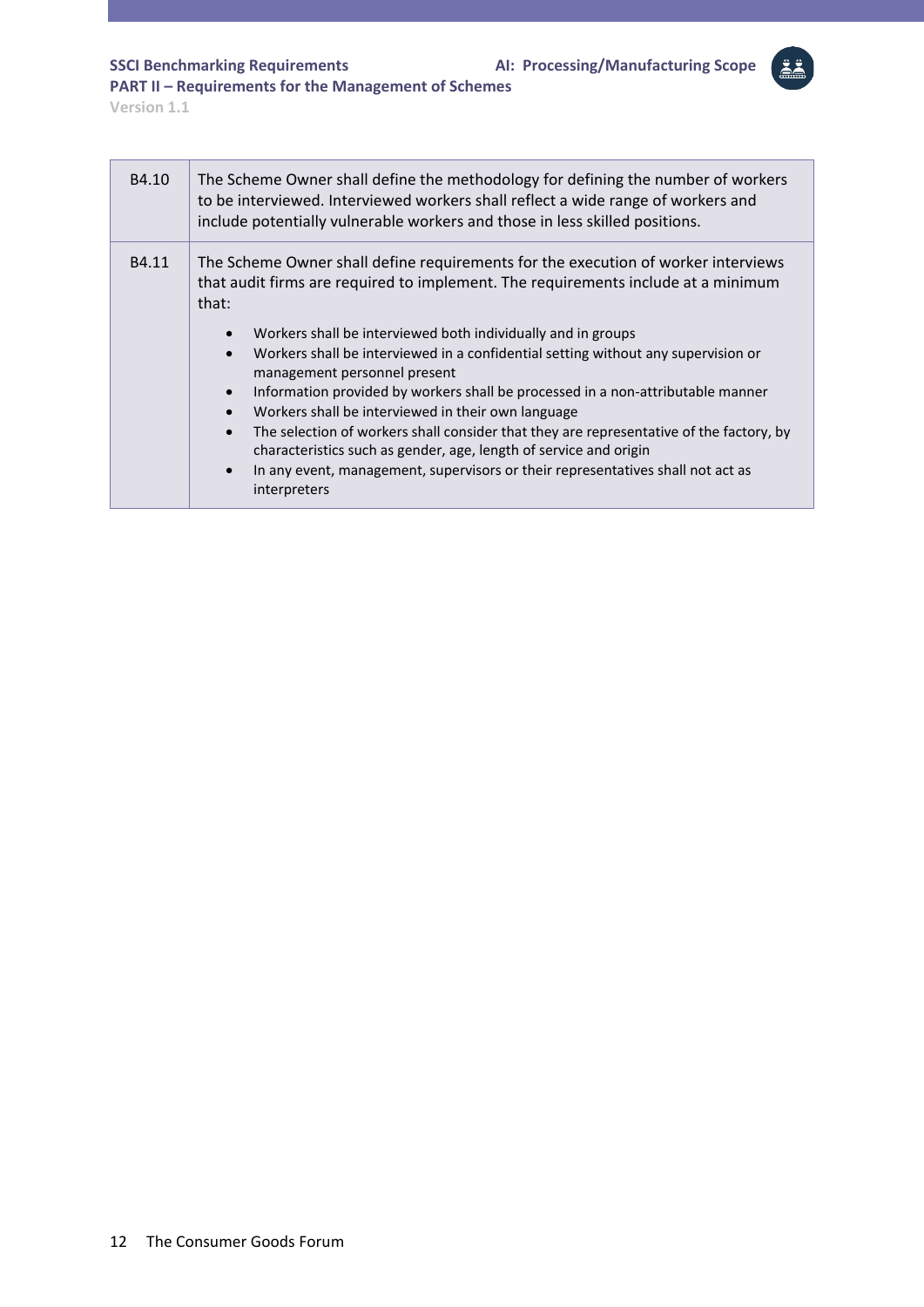| | |
|---|---|
| B4.10 | The Scheme Owner shall define the methodology for defining the number of workers to be interviewed. Interviewed workers shall reflect a wide range of workers and include potentially vulnerable workers and those in less skilled positions. |
| B4.11 | The Scheme Owner shall define requirements for the execution of worker interviews that audit firms are required to implement. The requirements include at a minimum that:<br>• Workers shall be interviewed both individually and in groups<br>• Workers shall be interviewed in a confidential setting without any supervision or management personnel present<br>• Information provided by workers shall be processed in a non-attributable manner<br>• Workers shall be interviewed in their own language<br>• The selection of workers shall consider that they are representative of the factory, by characteristics such as gender, age, length of service and origin<br>• In any event, management, supervisors or their representatives shall not act as interpreters |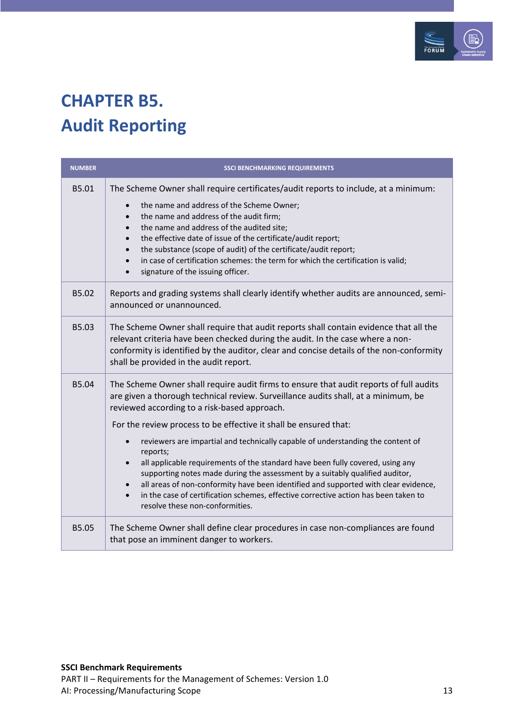# CHAPTER B5.
# Audit Reporting

| NUMBER | SSCI BENCHMARKING REQUIREMENTS |
|---|---|
| B5.01 | The Scheme Owner shall require certificates/audit reports to include, at a minimum:<br>• the name and address of the Scheme Owner;<br>• the name and address of the audit firm;<br>• the name and address of the audited site;<br>• the effective date of issue of the certificate/audit report;<br>• the substance (scope of audit) of the certificate/audit report;<br>• in case of certification schemes: the term for which the certification is valid;<br>• signature of the issuing officer. |
| B5.02 | Reports and grading systems shall clearly identify whether audits are announced, semi-announced or unannounced. |
| B5.03 | The Scheme Owner shall require that audit reports shall contain evidence that all the relevant criteria have been checked during the audit. In the case where a non-conformity is identified by the auditor, clear and concise details of the non-conformity shall be provided in the audit report. |
| B5.04 | The Scheme Owner shall require audit firms to ensure that audit reports of full audits are given a thorough technical review. Surveillance audits shall, at a minimum, be reviewed according to a risk-based approach.<br>For the review process to be effective it shall be ensured that:<br>• reviewers are impartial and technically capable of understanding the content of reports;<br>• all applicable requirements of the standard have been fully covered, using any supporting notes made during the assessment by a suitably qualified auditor,<br>• all areas of non-conformity have been identified and supported with clear evidence,<br>• in the case of certification schemes, effective corrective action has been taken to resolve these non-conformities. |
| B5.05 | The Scheme Owner shall define clear procedures in case non-compliances are found that pose an imminent danger to workers. |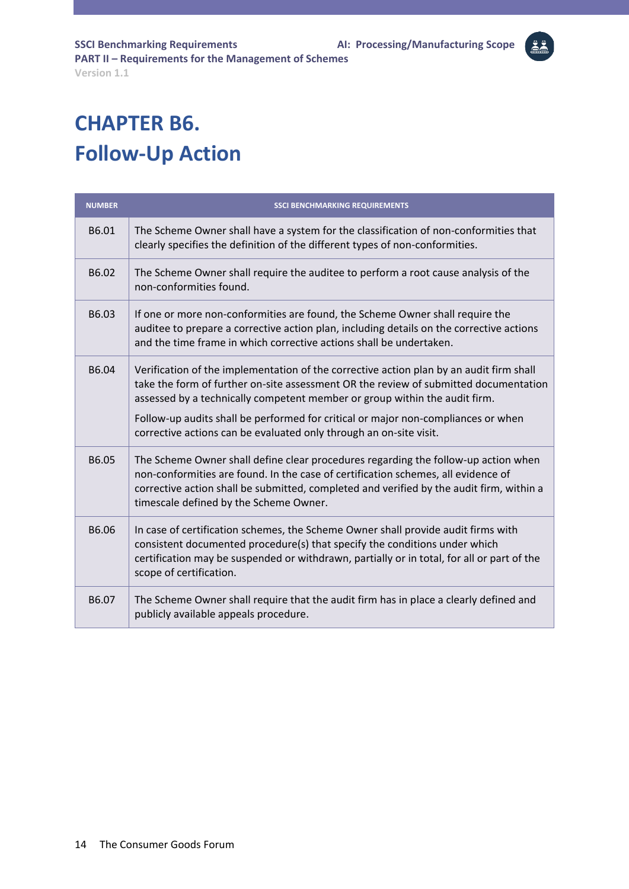# CHAPTER B6.
# Follow-Up Action

| NUMBER | SSCI BENCHMARKING REQUIREMENTS |
|---|---|
| B6.01 | The Scheme Owner shall have a system for the classification of non-conformities that clearly specifies the definition of the different types of non-conformities. |
| B6.02 | The Scheme Owner shall require the auditee to perform a root cause analysis of the non-conformities found. |
| B6.03 | If one or more non-conformities are found, the Scheme Owner shall require the auditee to prepare a corrective action plan, including details on the corrective actions and the time frame in which corrective actions shall be undertaken. |
| B6.04 | Verification of the implementation of the corrective action plan by an audit firm shall take the form of further on-site assessment OR the review of submitted documentation assessed by a technically competent member or group within the audit firm.<br><br>Follow-up audits shall be performed for critical or major non-compliances or when corrective actions can be evaluated only through an on-site visit. |
| B6.05 | The Scheme Owner shall define clear procedures regarding the follow-up action when non-conformities are found. In the case of certification schemes, all evidence of corrective action shall be submitted, completed and verified by the audit firm, within a timescale defined by the Scheme Owner. |
| B6.06 | In case of certification schemes, the Scheme Owner shall provide audit firms with consistent documented procedure(s) that specify the conditions under which certification may be suspended or withdrawn, partially or in total, for all or part of the scope of certification. |
| B6.07 | The Scheme Owner shall require that the audit firm has in place a clearly defined and publicly available appeals procedure. |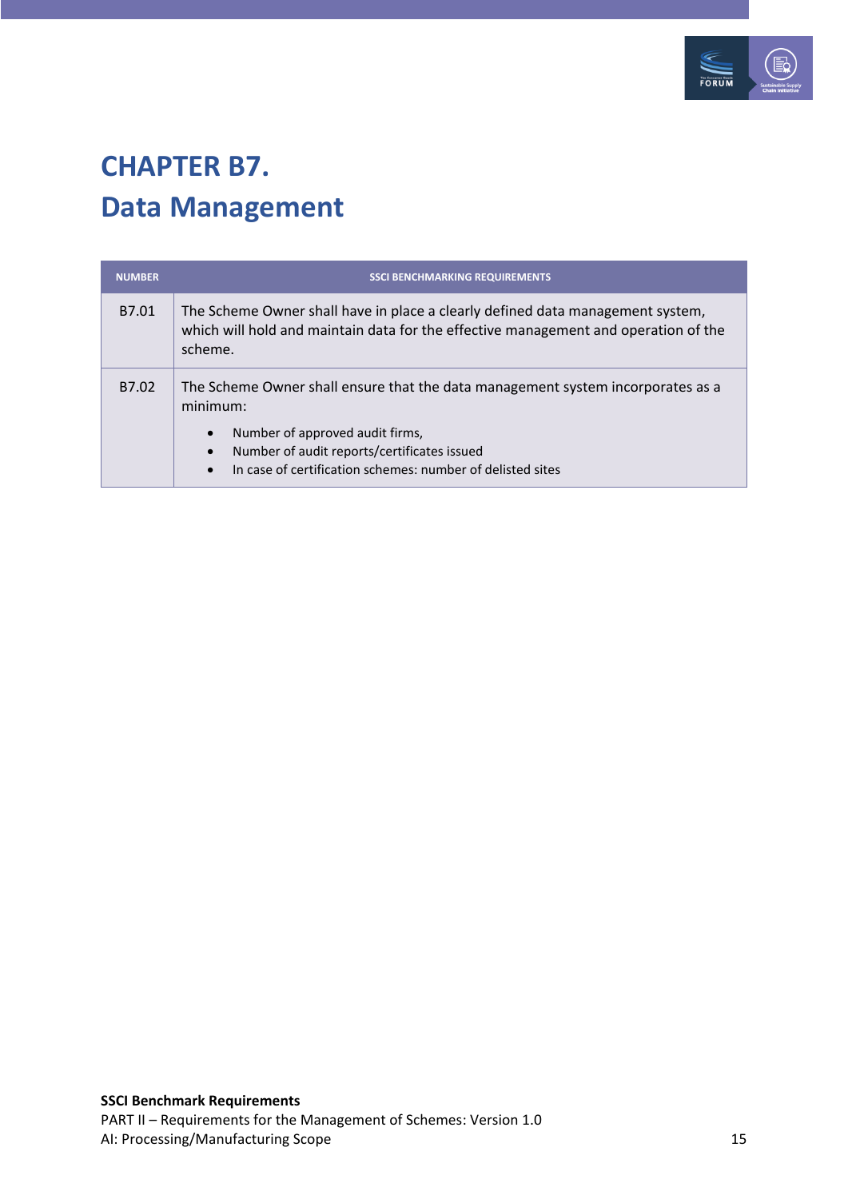# CHAPTER B7.
# Data Management

| NUMBER | SSCI BENCHMARKING REQUIREMENTS |
|---|---|
| B7.01 | The Scheme Owner shall have in place a clearly defined data management system, which will hold and maintain data for the effective management and operation of the scheme. |
| B7.02 | The Scheme Owner shall ensure that the data management system incorporates as a minimum:<br>• Number of approved audit firms,<br>• Number of audit reports/certificates issued<br>• In case of certification schemes: number of delisted sites |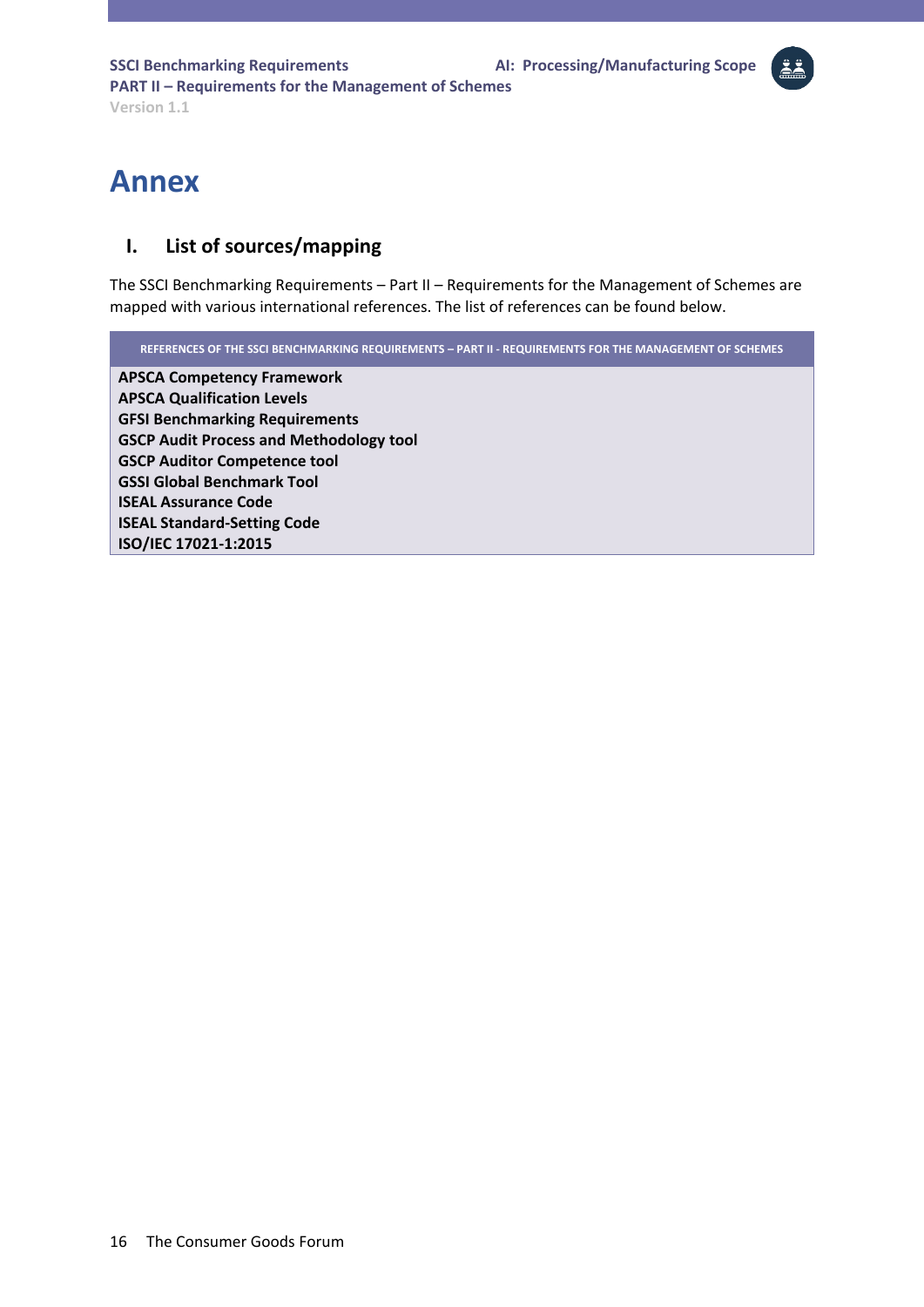# Annex

## I. List of sources/mapping

The SSCI Benchmarking Requirements – Part II – Requirements for the Management of Schemes are mapped with various international references. The list of references can be found below.

| REFERENCES OF THE SSCI BENCHMARKING REQUIREMENTS – PART II - REQUIREMENTS FOR THE MANAGEMENT OF SCHEMES |
|---|
| **APSCA Competency Framework** |
| **APSCA Qualification Levels** |
| **GFSI Benchmarking Requirements** |
| **GSCP Audit Process and Methodology tool** |
| **GSCP Auditor Competence tool** |
| **GSSI Global Benchmark Tool** |
| **ISEAL Assurance Code** |
| **ISEAL Standard-Setting Code** |
| **ISO/IEC 17021-1:2015** |